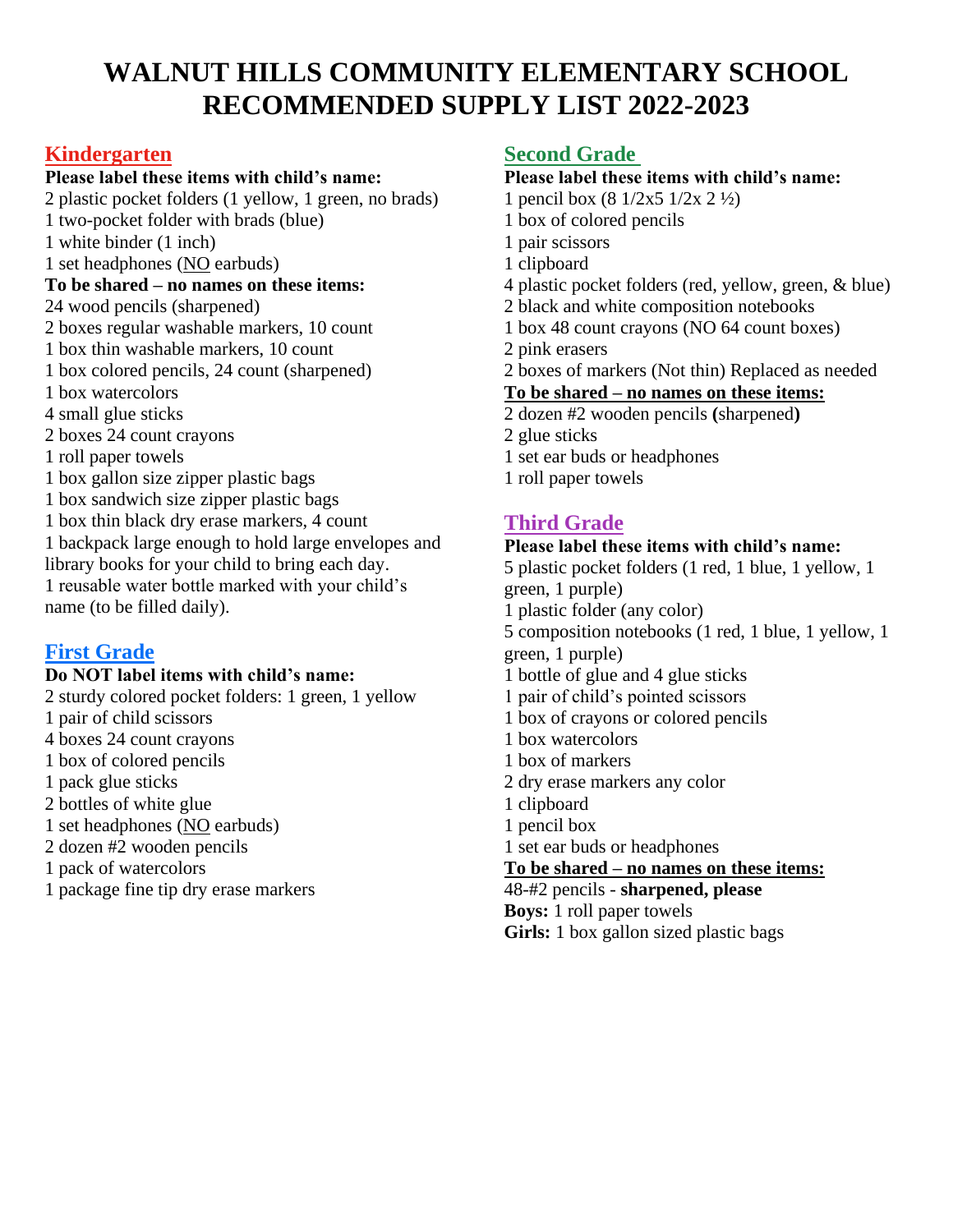# WALNUT HILLS COMMUNITY ELEMENTARY SCHOOL RECOMMENDED SUPPLY LIST 2022-2023

## Kindergarten

**Please label these items with child's name:**

2 plastic pocket folders (1 yellow, 1 green, no brads)
1 two-pocket folder with brads (blue)
1 white binder (1 inch)
1 set headphones (NO earbuds)

**To be shared – no names on these items:**

24 wood pencils (sharpened)
2 boxes regular washable markers, 10 count
1 box thin washable markers, 10 count
1 box colored pencils, 24 count (sharpened)
1 box watercolors
4 small glue sticks
2 boxes 24 count crayons
1 roll paper towels
1 box gallon size zipper plastic bags
1 box sandwich size zipper plastic bags
1 box thin black dry erase markers, 4 count
1 backpack large enough to hold large envelopes and library books for your child to bring each day.
1 reusable water bottle marked with your child's name (to be filled daily).

## First Grade

**Do NOT label items with child's name:**

2 sturdy colored pocket folders: 1 green, 1 yellow
1 pair of child scissors
4 boxes 24 count crayons
1 box of colored pencils
1 pack glue sticks
2 bottles of white glue
1 set headphones (NO earbuds)
2 dozen #2 wooden pencils
1 pack of watercolors
1 package fine tip dry erase markers

## Second Grade

**Please label these items with child's name:**

1 pencil box (8 1/2x5 1/2x 2 ½)
1 box of colored pencils
1 pair scissors
1 clipboard
4 plastic pocket folders (red, yellow, green, & blue)
2 black and white composition notebooks
1 box 48 count crayons (NO 64 count boxes)
2 pink erasers
2 boxes of markers (Not thin) Replaced as needed

**To be shared – no names on these items:**

2 dozen #2 wooden pencils **(**sharpened**)**
2 glue sticks
1 set ear buds or headphones
1 roll paper towels

## Third Grade

**Please label these items with child's name:**

5 plastic pocket folders (1 red, 1 blue, 1 yellow, 1 green, 1 purple)
1 plastic folder (any color)
5 composition notebooks (1 red, 1 blue, 1 yellow, 1 green, 1 purple)
1 bottle of glue and 4 glue sticks
1 pair of child's pointed scissors
1 box of crayons or colored pencils
1 box watercolors
1 box of markers
2 dry erase markers any color
1 clipboard
1 pencil box
1 set ear buds or headphones

**To be shared – no names on these items:**

48-#2 pencils - **sharpened, please**
**Boys:** 1 roll paper towels
**Girls:** 1 box gallon sized plastic bags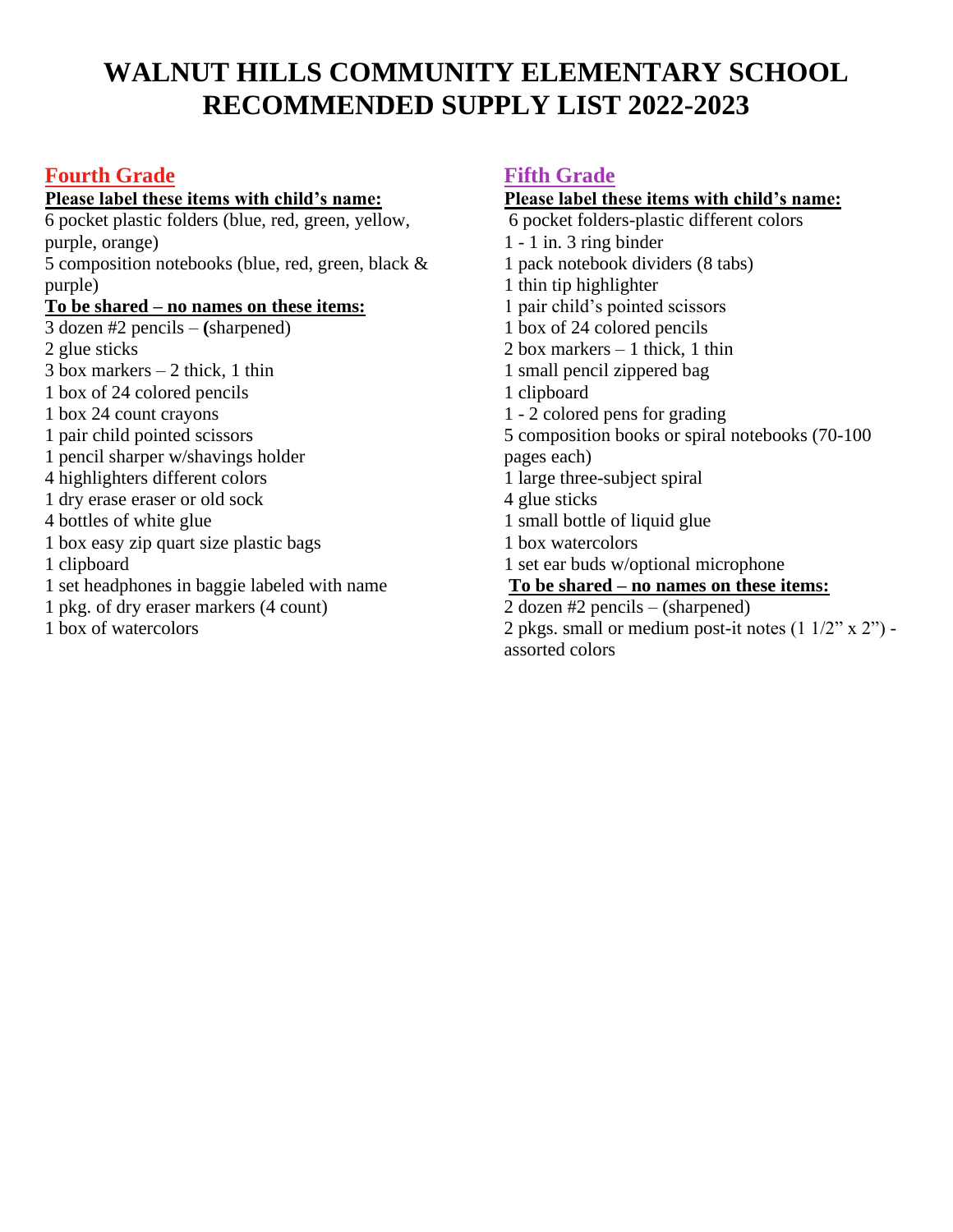# WALNUT HILLS COMMUNITY ELEMENTARY SCHOOL RECOMMENDED SUPPLY LIST 2022-2023

## Fourth Grade

**Please label these items with child's name:**

6 pocket plastic folders (blue, red, green, yellow, purple, orange)
5 composition notebooks (blue, red, green, black & purple)

**To be shared – no names on these items:**

3 dozen #2 pencils – (sharpened)
2 glue sticks
3 box markers – 2 thick, 1 thin
1 box of 24 colored pencils
1 box 24 count crayons
1 pair child pointed scissors
1 pencil sharper w/shavings holder
4 highlighters different colors
1 dry erase eraser or old sock
4 bottles of white glue
1 box easy zip quart size plastic bags
1 clipboard
1 set headphones in baggie labeled with name
1 pkg. of dry eraser markers (4 count)
1 box of watercolors

## Fifth Grade

**Please label these items with child's name:**

6 pocket folders-plastic different colors
1 - 1 in. 3 ring binder
1 pack notebook dividers (8 tabs)
1 thin tip highlighter
1 pair child's pointed scissors
1 box of 24 colored pencils
2 box markers – 1 thick, 1 thin
1 small pencil zippered bag
1 clipboard
1 - 2 colored pens for grading
5 composition books or spiral notebooks (70-100 pages each)
1 large three-subject spiral
4 glue sticks
1 small bottle of liquid glue
1 box watercolors
1 set ear buds w/optional microphone

**To be shared – no names on these items:**

2 dozen #2 pencils – (sharpened)
2 pkgs. small or medium post-it notes (1 1/2" x 2") - assorted colors